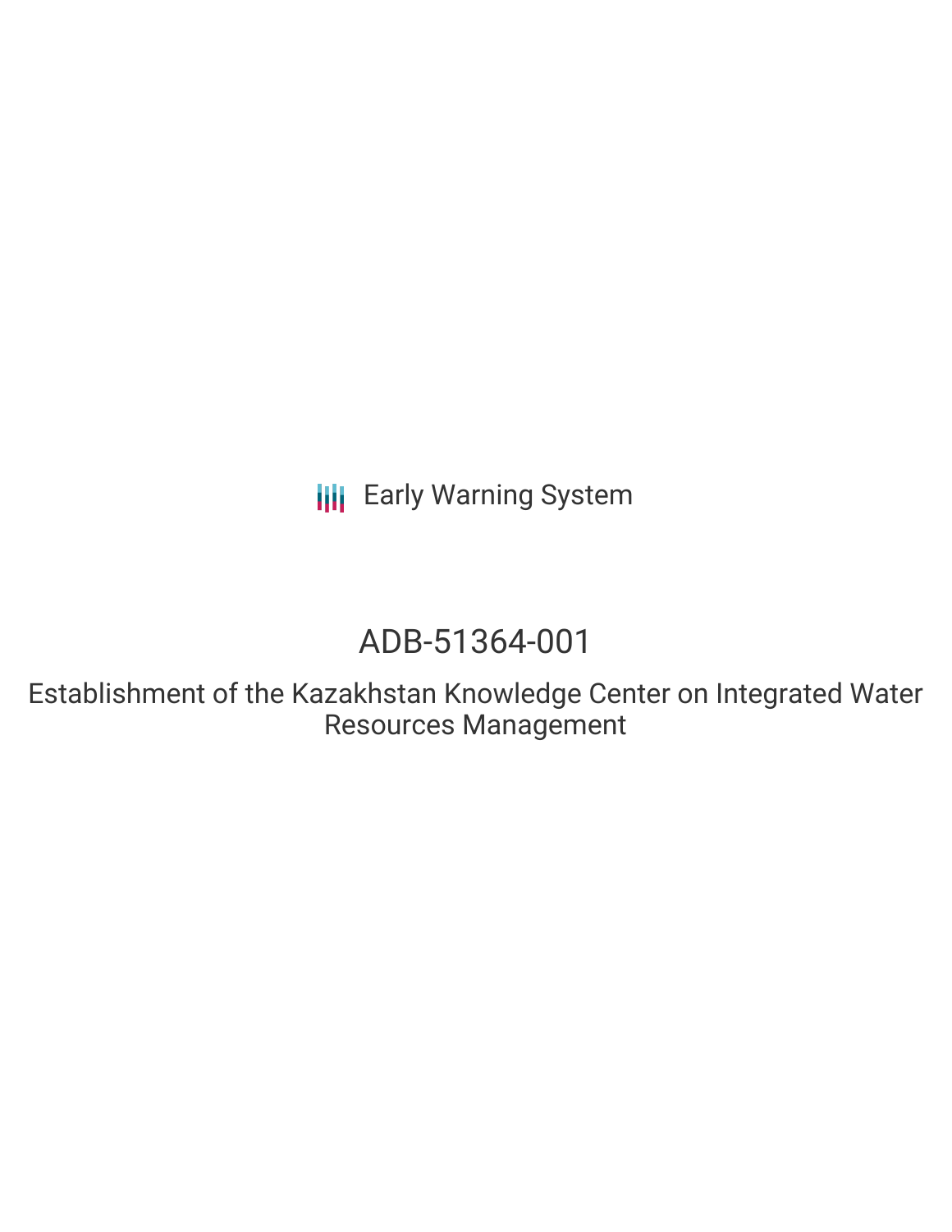Early Warning System

# ADB-51364-001

## Establishment of the Kazakhstan Knowledge Center on Integrated Water Resources Management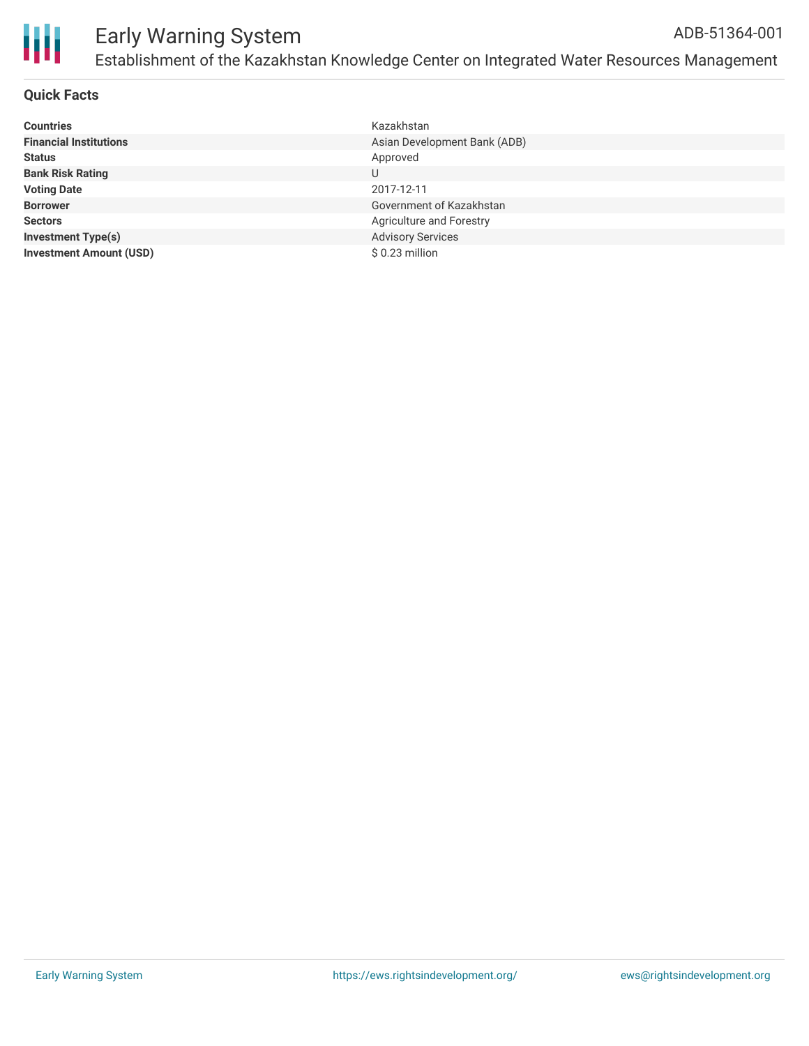# Early Warning System

ADB-51364-001

Establishment of the Kazakhstan Knowledge Center on Integrated Water Resources Management

## Quick Facts

| | |
|---|---|
| **Countries** | Kazakhstan |
| **Financial Institutions** | Asian Development Bank (ADB) |
| **Status** | Approved |
| **Bank Risk Rating** | U |
| **Voting Date** | 2017-12-11 |
| **Borrower** | Government of Kazakhstan |
| **Sectors** | Agriculture and Forestry |
| **Investment Type(s)** | Advisory Services |
| **Investment Amount (USD)** | $ 0.23 million |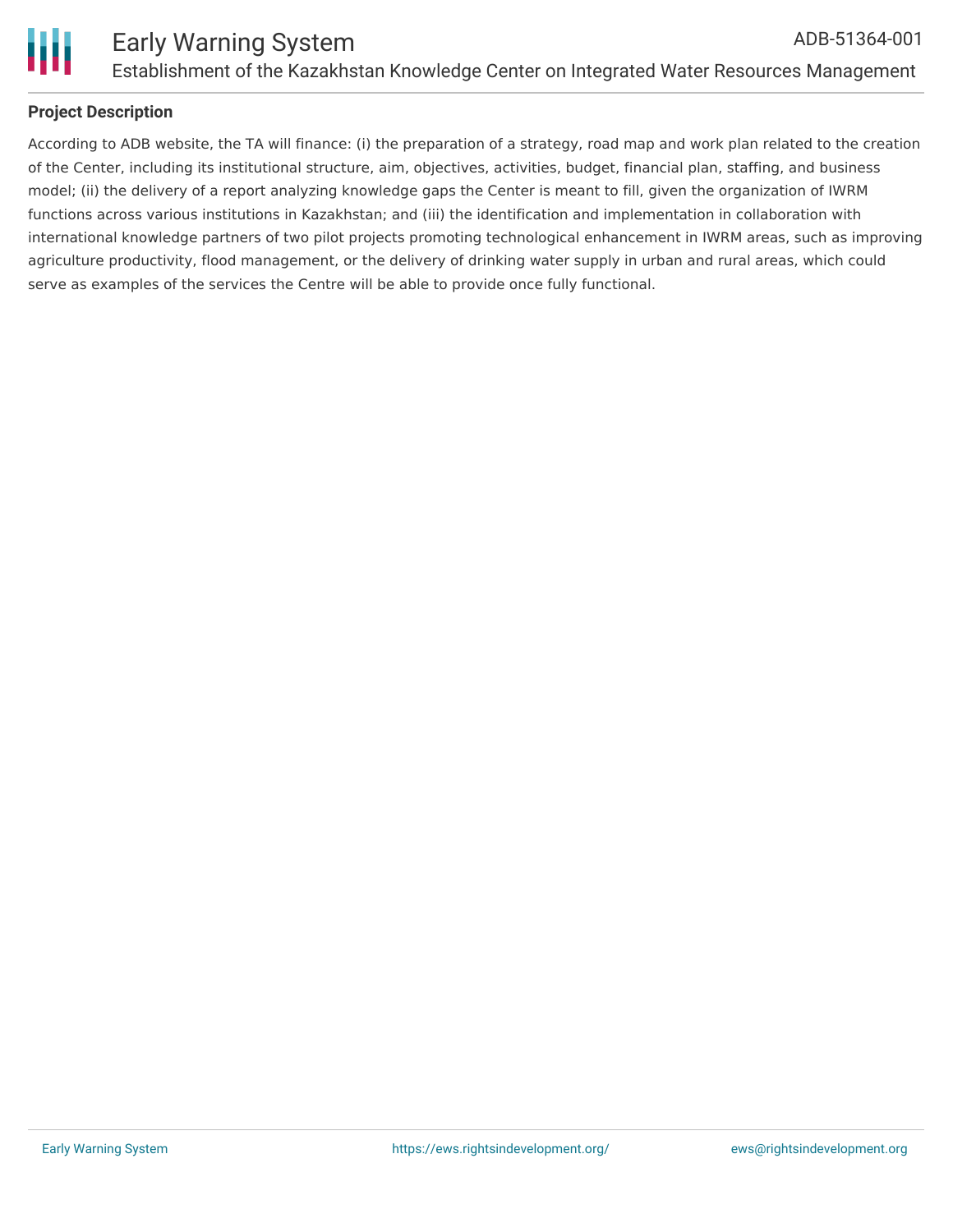## Project Description

According to ADB website, the TA will finance: (i) the preparation of a strategy, road map and work plan related to the creation of the Center, including its institutional structure, aim, objectives, activities, budget, financial plan, staffing, and business model; (ii) the delivery of a report analyzing knowledge gaps the Center is meant to fill, given the organization of IWRM functions across various institutions in Kazakhstan; and (iii) the identification and implementation in collaboration with international knowledge partners of two pilot projects promoting technological enhancement in IWRM areas, such as improving agriculture productivity, flood management, or the delivery of drinking water supply in urban and rural areas, which could serve as examples of the services the Centre will be able to provide once fully functional.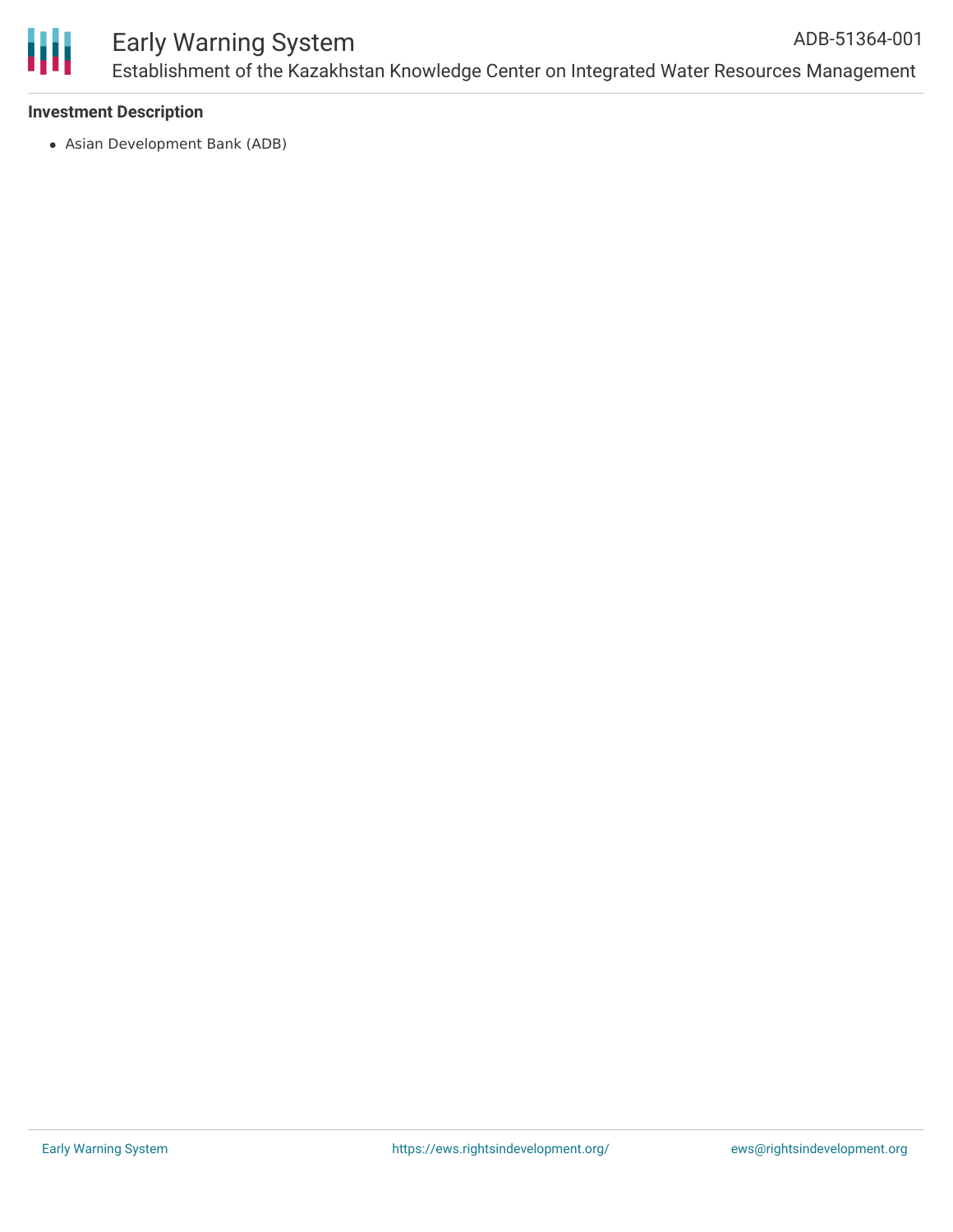## Investment Description

- Asian Development Bank (ADB)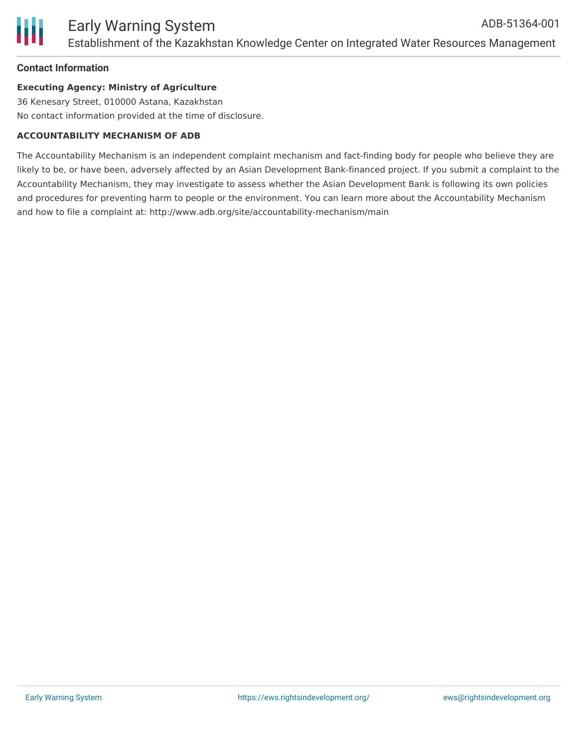## Contact Information

**Executing Agency: Ministry of Agriculture**

36 Kenesary Street, 010000 Astana, Kazakhstan

No contact information provided at the time of disclosure.

**ACCOUNTABILITY MECHANISM OF ADB**

The Accountability Mechanism is an independent complaint mechanism and fact-finding body for people who believe they are likely to be, or have been, adversely affected by an Asian Development Bank-financed project. If you submit a complaint to the Accountability Mechanism, they may investigate to assess whether the Asian Development Bank is following its own policies and procedures for preventing harm to people or the environment. You can learn more about the Accountability Mechanism and how to file a complaint at: http://www.adb.org/site/accountability-mechanism/main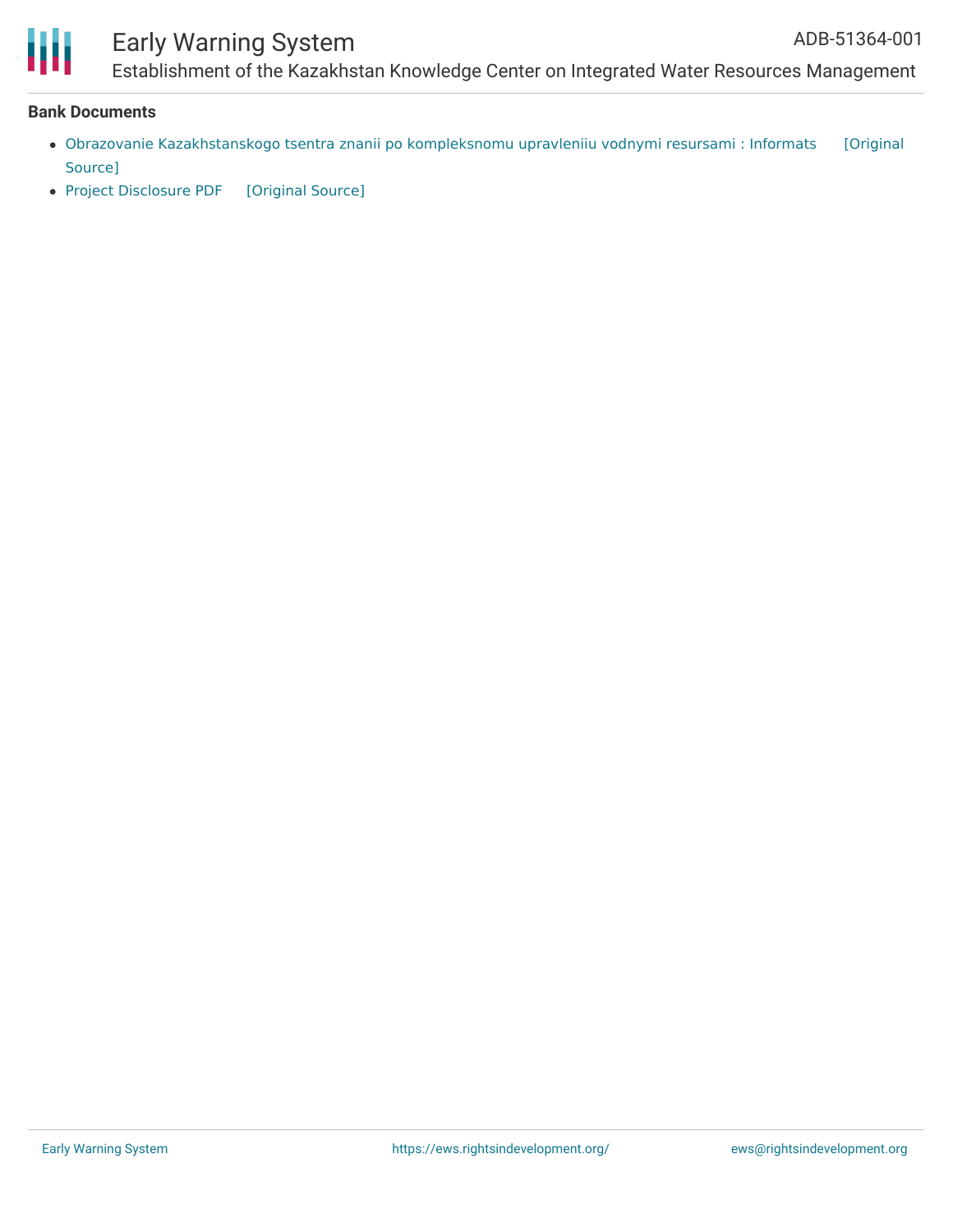**Bank Documents**

- Obrazovanie Kazakhstanskogo tsentra znanii po kompleksnomu upravleniiu vodnymi resursami : Informats [Original Source]
- Project Disclosure PDF [Original Source]